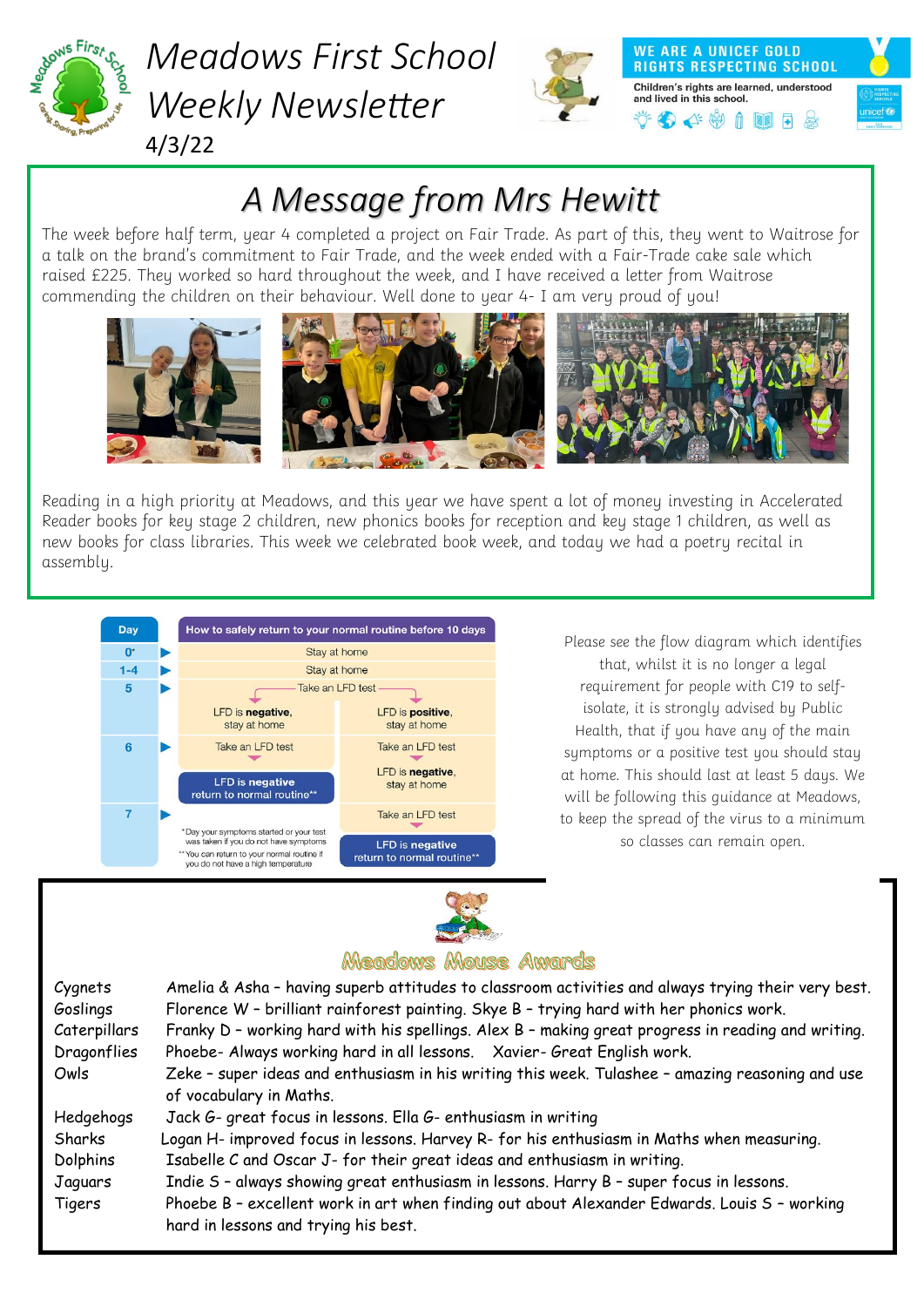# Meadows First School Weekly Newsletter

4/3/22

WE ARE A UNICEF GOLD RIGHTS RESPECTING SCHOOL

Children's rights are learned, understood and lived in this school.

## A Message from Mrs Hewitt

The week before half term, year 4 completed a project on Fair Trade. As part of this, they went to Waitrose for a talk on the brand's commitment to Fair Trade, and the week ended with a Fair-Trade cake sale which raised £225. They worked so hard throughout the week, and I have received a letter from Waitrose commending the children on their behaviour. Well done to year 4- I am very proud of you!

Reading in a high priority at Meadows, and this year we have spent a lot of money investing in Accelerated Reader books for key stage 2 children, new phonics books for reception and key stage 1 children, as well as new books for class libraries. This week we celebrated book week, and today we had a poetry recital in assembly.

| Day | How to safely return to your normal routine before 10 days | |
|---|---|---|
| 0* | Stay at home | |
| 1-4 | Stay at home | |
| 5 | Take an LFD test | |
| | LFD is **negative**, stay at home | LFD is **positive**, stay at home |
| 6 | Take an LFD test | Take an LFD test |
| | **LFD is negative** return to normal routine** | LFD is **negative**, stay at home |
| 7 | | Take an LFD test |
| | | **LFD is negative** return to normal routine** |

*Day your symptoms started or your test was taken if you do not have symptoms

**You can return to your normal routine if you do not have a high temperature

Please see the flow diagram which identifies that, whilst it is no longer a legal requirement for people with C19 to self-isolate, it is strongly advised by Public Health, that if you have any of the main symptoms or a positive test you should stay at home. This should last at least 5 days. We will be following this guidance at Meadows, to keep the spread of the virus to a minimum so classes can remain open.

## Meadows Mouse Awards

| Class | Award |
|---|---|
| Cygnets | Amelia & Asha – having superb attitudes to classroom activities and always trying their very best. |
| Goslings | Florence W – brilliant rainforest painting. Skye B – trying hard with her phonics work. |
| Caterpillars | Franky D – working hard with his spellings. Alex B – making great progress in reading and writing. |
| Dragonflies | Phoebe- Always working hard in all lessons. Xavier- Great English work. |
| Owls | Zeke – super ideas and enthusiasm in his writing this week. Tulashee – amazing reasoning and use of vocabulary in Maths. |
| Hedgehogs | Jack G- great focus in lessons. Ella G- enthusiasm in writing |
| Sharks | Logan H- improved focus in lessons. Harvey R- for his enthusiasm in Maths when measuring. |
| Dolphins | Isabelle C and Oscar J- for their great ideas and enthusiasm in writing. |
| Jaguars | Indie S – always showing great enthusiasm in lessons. Harry B – super focus in lessons. |
| Tigers | Phoebe B – excellent work in art when finding out about Alexander Edwards. Louis S – working hard in lessons and trying his best. |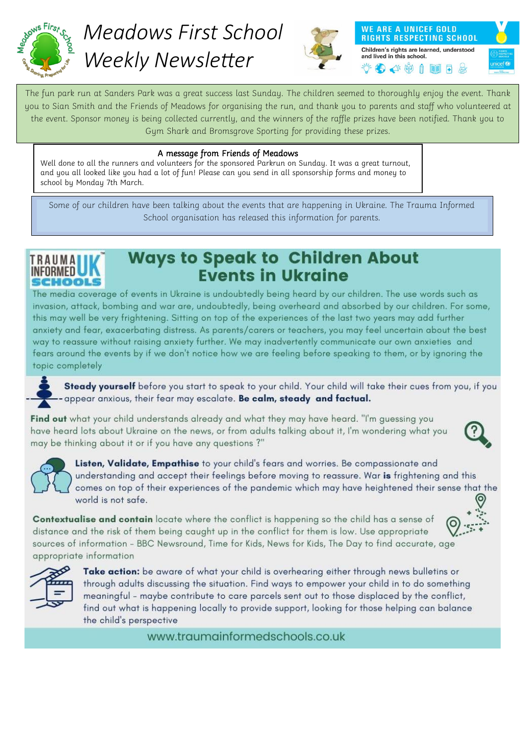# Meadows First School Weekly Newsletter

WE ARE A UNICEF GOLD RIGHTS RESPECTING SCHOOL

Children's rights are learned, understood and lived in this school.

The fun park run at Sanders Park was a great success last Sunday. The children seemed to thoroughly enjoy the event. Thank you to Sian Smith and the Friends of Meadows for organising the run, and thank you to parents and staff who volunteered at the event. Sponsor money is being collected currently, and the winners of the raffle prizes have been notified. Thank you to Gym Shark and Bromsgrove Sporting for providing these prizes.

**A message from Friends of Meadows**

Well done to all the runners and volunteers for the sponsored Parkrun on Sunday. It was a great turnout, and you all looked like you had a lot of fun! Please can you send in all sponsorship forms and money to school by Monday 7th March.

Some of our children have been talking about the events that are happening in Ukraine. The Trauma Informed School organisation has released this information for parents.

## Ways to Speak to Children About Events in Ukraine

TRAUMA INFORMED UK SCHOOLS

The media coverage of events in Ukraine is undoubtedly being heard by our children. The use words such as invasion, attack, bombing and war are, undoubtedly, being overheard and absorbed by our children. For some, this may well be very frightening. Sitting on top of the experiences of the last two years may add further anxiety and fear, exacerbating distress. As parents/carers or teachers, you may feel uncertain about the best way to reassure without raising anxiety further. We may inadvertently communicate our own anxieties and fears around the events by if we don't notice how we are feeling before speaking to them, or by ignoring the topic completely

**Steady yourself** before you start to speak to your child. Your child will take their cues from you, if you appear anxious, their fear may escalate. **Be calm, steady and factual.**

**Find out** what your child understands already and what they may have heard. "I'm guessing you have heard lots about Ukraine on the news, or from adults talking about it, I'm wondering what you may be thinking about it or if you have any questions ?"

**Listen, Validate, Empathise** to your child's fears and worries. Be compassionate and understanding and accept their feelings before moving to reassure. War **is** frightening and this comes on top of their experiences of the pandemic which may have heightened their sense that the world is not safe.

**Contextualise and contain** locate where the conflict is happening so the child has a sense of distance and the risk of them being caught up in the conflict for them is low. Use appropriate sources of information - BBC Newsround, Time for Kids, News for Kids, The Day to find accurate, age appropriate information

**Take action:** be aware of what your child is overhearing either through news bulletins or through adults discussing the situation. Find ways to empower your child in to do something meaningful - maybe contribute to care parcels sent out to those displaced by the conflict, find out what is happening locally to provide support, looking for those helping can balance the child's perspective

www.traumainformedschools.co.uk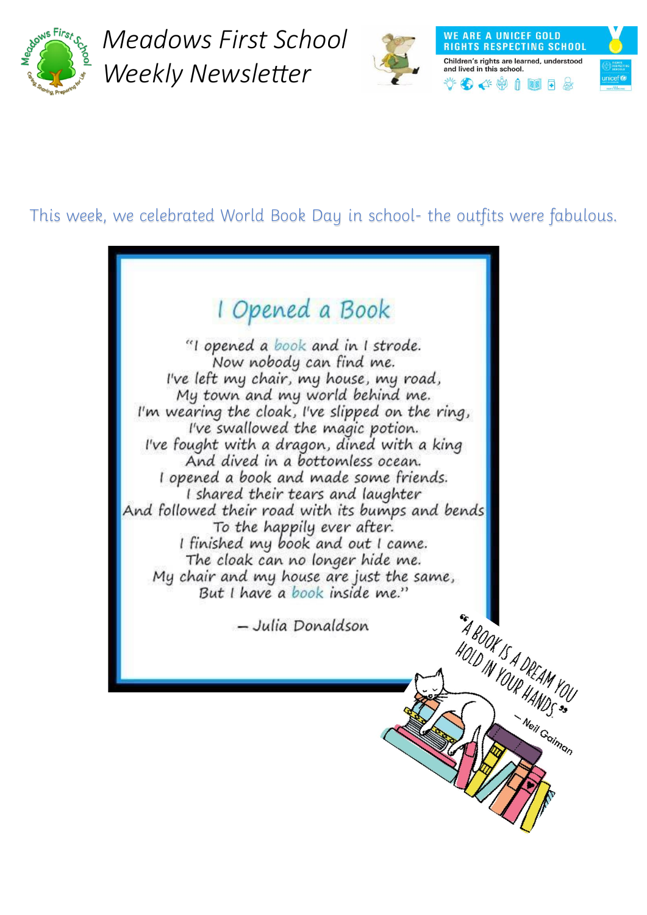# Meadows First School Weekly Newsletter

WE ARE A UNICEF GOLD RIGHTS RESPECTING SCHOOL

Children's rights are learned, understood and lived in this school.

This week, we celebrated World Book Day in school- the outfits were fabulous.

## I Opened a Book

"I opened a book and in I strode.  
Now nobody can find me.  
I've left my chair, my house, my road,  
My town and my world behind me.  
I'm wearing the cloak, I've slipped on the ring,  
I've swallowed the magic potion.  
I've fought with a dragon, dined with a king  
And dived in a bottomless ocean.  
I opened a book and made some friends.  
I shared their tears and laughter  
And followed their road with its bumps and bends  
To the happily ever after.  
I finished my book and out I came.  
The cloak can no longer hide me.  
My chair and my house are just the same,  
But I have a book inside me."

– Julia Donaldson

"A BOOK IS A DREAM YOU HOLD IN YOUR HANDS."

– Neil Gaiman